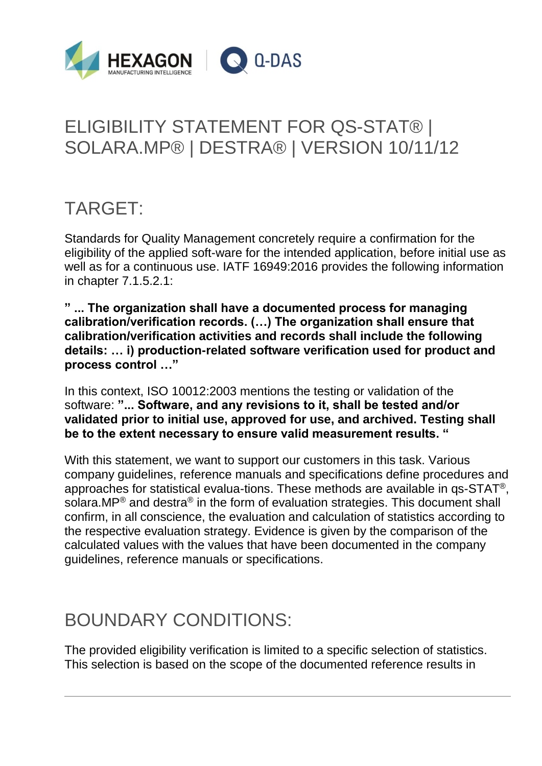# ELIGIBILITY STATEMENT FOR QS-STAT® | SOLARA.MP® | DESTRA® | VERSION 10/11/12

## TARGET:

Standards for Quality Management concretely require a confirmation for the eligibility of the applied soft-ware for the intended application, before initial use as well as for a continuous use. IATF 16949:2016 provides the following information in chapter 7.1.5.2.1:

**" ... The organization shall have a documented process for managing calibration/verification records. (…) The organization shall ensure that calibration/verification activities and records shall include the following details: … i) production-related software verification used for product and process control …"**

In this context, ISO 10012:2003 mentions the testing or validation of the software: **"... Software, and any revisions to it, shall be tested and/or validated prior to initial use, approved for use, and archived. Testing shall be to the extent necessary to ensure valid measurement results. "**

With this statement, we want to support our customers in this task. Various company guidelines, reference manuals and specifications define procedures and approaches for statistical evalua-tions. These methods are available in qs-STAT®, solara.MP® and destra® in the form of evaluation strategies. This document shall confirm, in all conscience, the evaluation and calculation of statistics according to the respective evaluation strategy. Evidence is given by the comparison of the calculated values with the values that have been documented in the company guidelines, reference manuals or specifications.

## BOUNDARY CONDITIONS:

The provided eligibility verification is limited to a specific selection of statistics. This selection is based on the scope of the documented reference results in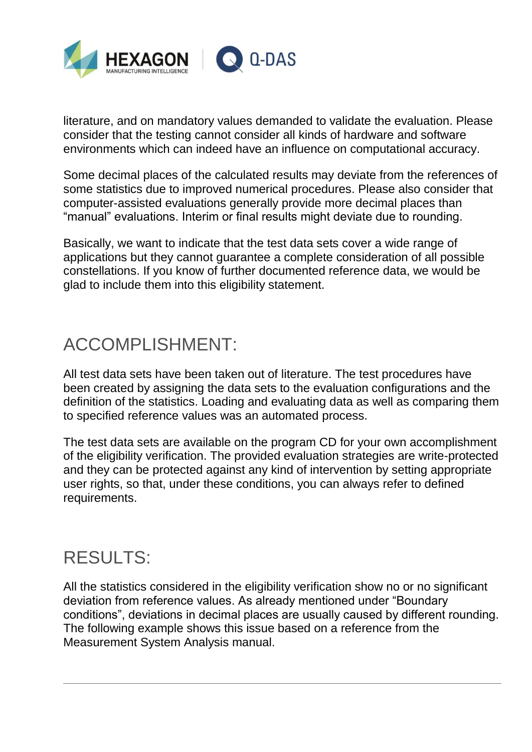literature, and on mandatory values demanded to validate the evaluation. Please consider that the testing cannot consider all kinds of hardware and software environments which can indeed have an influence on computational accuracy.

Some decimal places of the calculated results may deviate from the references of some statistics due to improved numerical procedures. Please also consider that computer-assisted evaluations generally provide more decimal places than “manual” evaluations. Interim or final results might deviate due to rounding.

Basically, we want to indicate that the test data sets cover a wide range of applications but they cannot guarantee a complete consideration of all possible constellations. If you know of further documented reference data, we would be glad to include them into this eligibility statement.

## ACCOMPLISHMENT:

All test data sets have been taken out of literature. The test procedures have been created by assigning the data sets to the evaluation configurations and the definition of the statistics. Loading and evaluating data as well as comparing them to specified reference values was an automated process.

The test data sets are available on the program CD for your own accomplishment of the eligibility verification. The provided evaluation strategies are write-protected and they can be protected against any kind of intervention by setting appropriate user rights, so that, under these conditions, you can always refer to defined requirements.

## RESULTS:

All the statistics considered in the eligibility verification show no or no significant deviation from reference values. As already mentioned under “Boundary conditions”, deviations in decimal places are usually caused by different rounding. The following example shows this issue based on a reference from the Measurement System Analysis manual.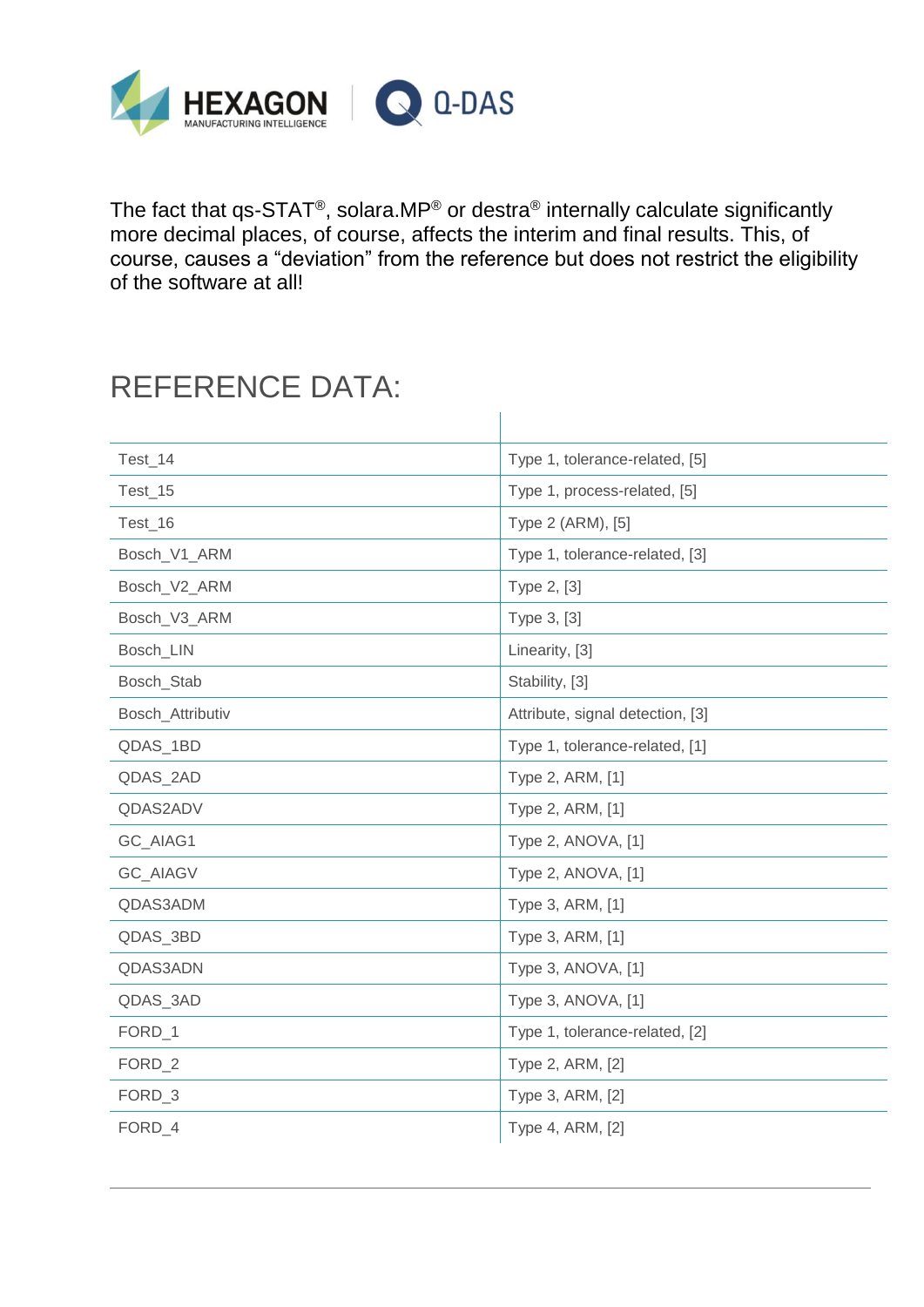The fact that qs-STAT®, solara.MP® or destra® internally calculate significantly more decimal places, of course, affects the interim and final results. This, of course, causes a “deviation” from the reference but does not restrict the eligibility of the software at all!

# REFERENCE DATA:

| | |
|---|---|
| Test_14 | Type 1, tolerance-related, [5] |
| Test_15 | Type 1, process-related, [5] |
| Test_16 | Type 2 (ARM), [5] |
| Bosch_V1_ARM | Type 1, tolerance-related, [3] |
| Bosch_V2_ARM | Type 2, [3] |
| Bosch_V3_ARM | Type 3, [3] |
| Bosch_LIN | Linearity, [3] |
| Bosch_Stab | Stability, [3] |
| Bosch_Attributiv | Attribute, signal detection, [3] |
| QDAS_1BD | Type 1, tolerance-related, [1] |
| QDAS_2AD | Type 2, ARM, [1] |
| QDAS2ADV | Type 2, ARM, [1] |
| GC_AIAG1 | Type 2, ANOVA, [1] |
| GC_AIAGV | Type 2, ANOVA, [1] |
| QDAS3ADM | Type 3, ARM, [1] |
| QDAS_3BD | Type 3, ARM, [1] |
| QDAS3ADN | Type 3, ANOVA, [1] |
| QDAS_3AD | Type 3, ANOVA, [1] |
| FORD_1 | Type 1, tolerance-related, [2] |
| FORD_2 | Type 2, ARM, [2] |
| FORD_3 | Type 3, ARM, [2] |
| FORD_4 | Type 4, ARM, [2] |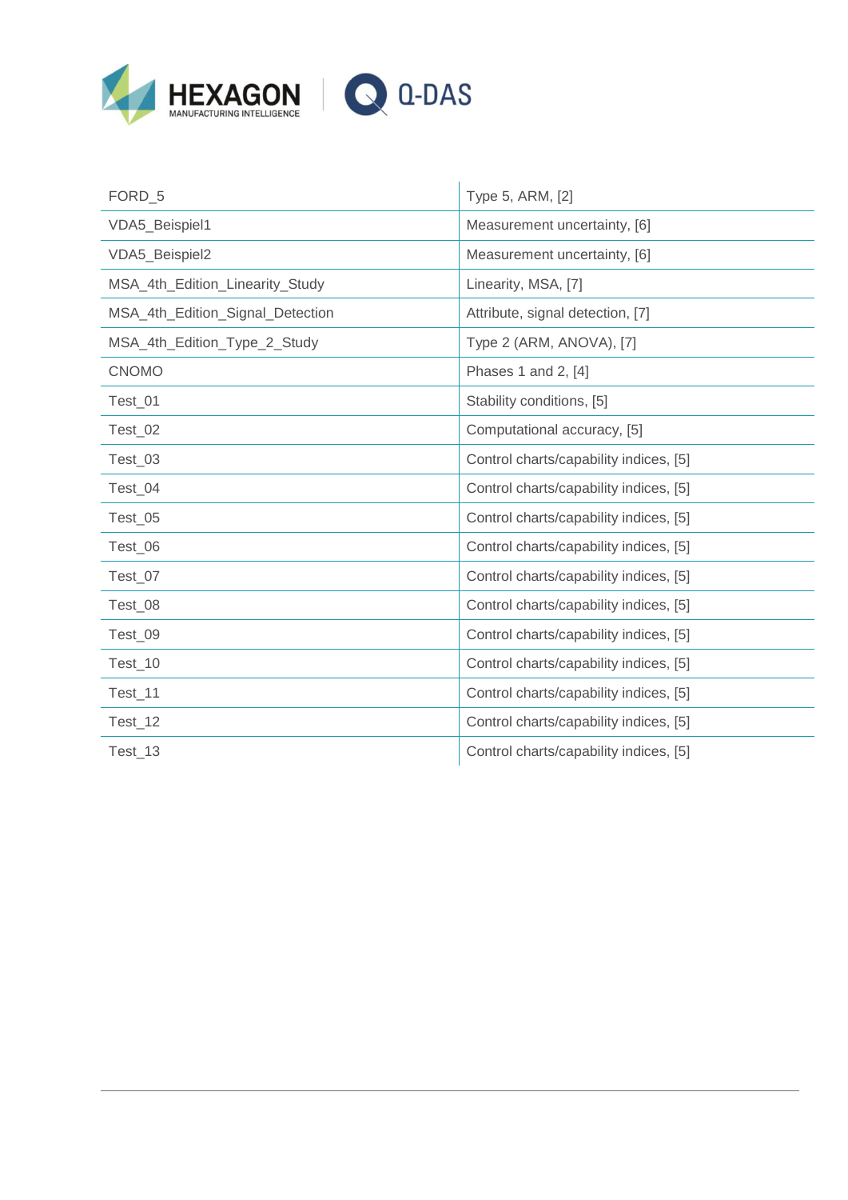| | |
|---|---|
| FORD_5 | Type 5, ARM, [2] |
| VDA5_Beispiel1 | Measurement uncertainty, [6] |
| VDA5_Beispiel2 | Measurement uncertainty, [6] |
| MSA_4th_Edition_Linearity_Study | Linearity, MSA, [7] |
| MSA_4th_Edition_Signal_Detection | Attribute, signal detection, [7] |
| MSA_4th_Edition_Type_2_Study | Type 2 (ARM, ANOVA), [7] |
| CNOMO | Phases 1 and 2, [4] |
| Test_01 | Stability conditions, [5] |
| Test_02 | Computational accuracy, [5] |
| Test_03 | Control charts/capability indices, [5] |
| Test_04 | Control charts/capability indices, [5] |
| Test_05 | Control charts/capability indices, [5] |
| Test_06 | Control charts/capability indices, [5] |
| Test_07 | Control charts/capability indices, [5] |
| Test_08 | Control charts/capability indices, [5] |
| Test_09 | Control charts/capability indices, [5] |
| Test_10 | Control charts/capability indices, [5] |
| Test_11 | Control charts/capability indices, [5] |
| Test_12 | Control charts/capability indices, [5] |
| Test_13 | Control charts/capability indices, [5] |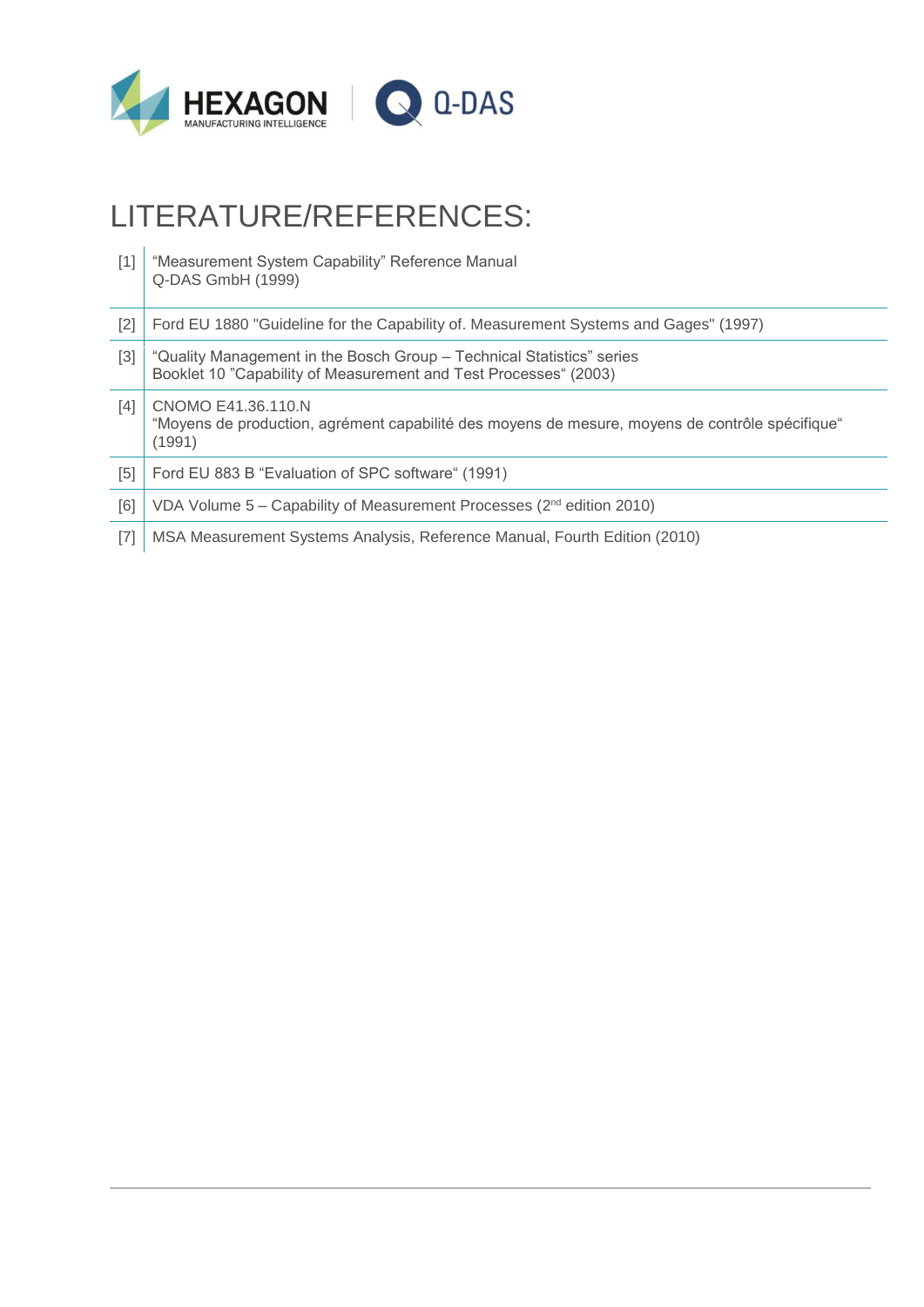# LITERATURE/REFERENCES:

| | |
|---|---|
| [1] | "Measurement System Capability" Reference Manual<br>Q-DAS GmbH (1999) |
| [2] | Ford EU 1880 "Guideline for the Capability of. Measurement Systems and Gages" (1997) |
| [3] | "Quality Management in the Bosch Group – Technical Statistics" series<br>Booklet 10 "Capability of Measurement and Test Processes" (2003) |
| [4] | CNOMO E41.36.110.N<br>"Moyens de production, agrément capabilité des moyens de mesure, moyens de contrôle spécifique" (1991) |
| [5] | Ford EU 883 B "Evaluation of SPC software" (1991) |
| [6] | VDA Volume 5 – Capability of Measurement Processes (2nd edition 2010) |
| [7] | MSA Measurement Systems Analysis, Reference Manual, Fourth Edition (2010) |